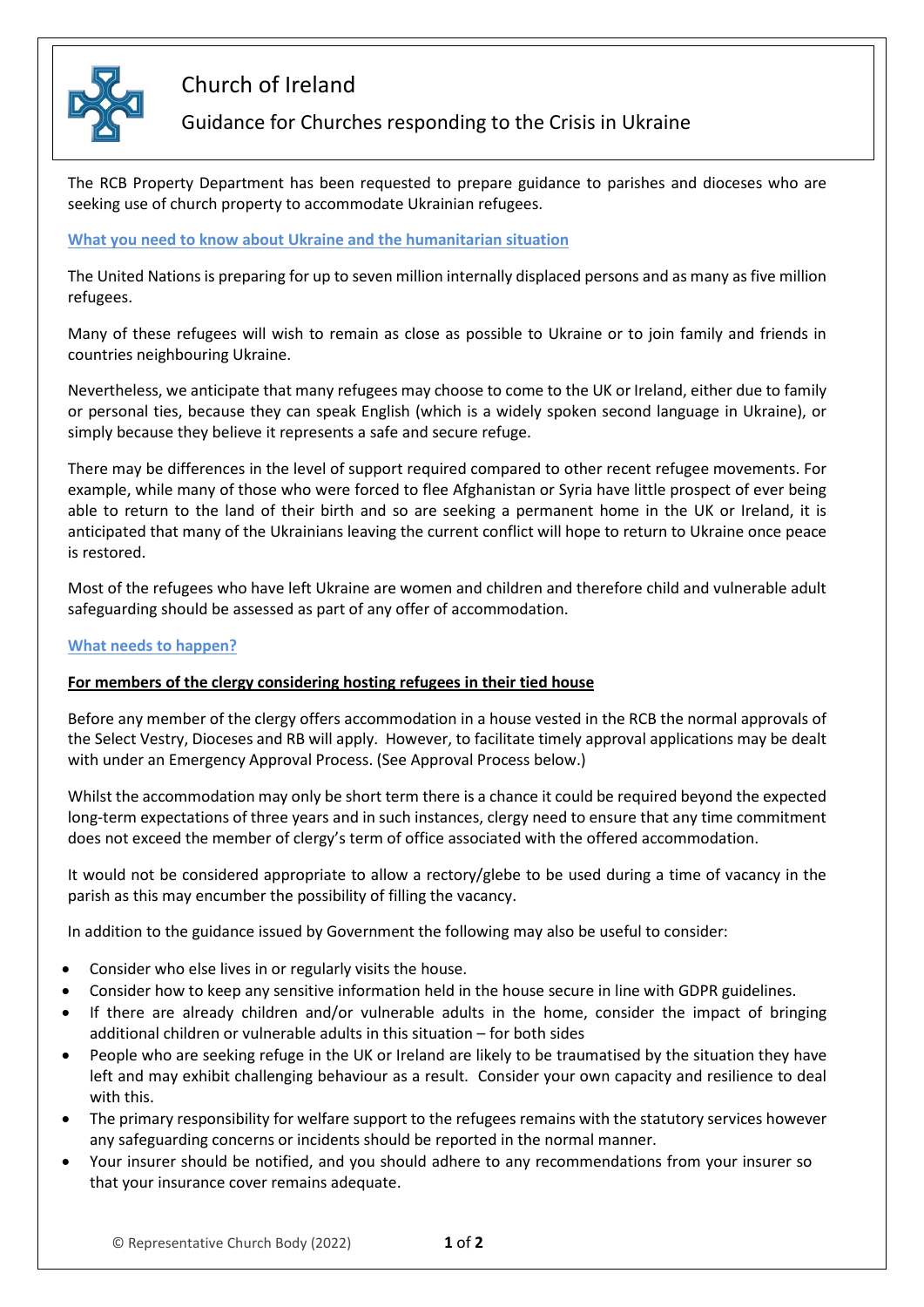# Church of Ireland

## Guidance for Churches responding to the Crisis in Ukraine

The RCB Property Department has been requested to prepare guidance to parishes and dioceses who are seeking use of church property to accommodate Ukrainian refugees.

### What you need to know about Ukraine and the humanitarian situation

The United Nations is preparing for up to seven million internally displaced persons and as many as five million refugees.

Many of these refugees will wish to remain as close as possible to Ukraine or to join family and friends in countries neighbouring Ukraine.

Nevertheless, we anticipate that many refugees may choose to come to the UK or Ireland, either due to family or personal ties, because they can speak English (which is a widely spoken second language in Ukraine), or simply because they believe it represents a safe and secure refuge.

There may be differences in the level of support required compared to other recent refugee movements. For example, while many of those who were forced to flee Afghanistan or Syria have little prospect of ever being able to return to the land of their birth and so are seeking a permanent home in the UK or Ireland, it is anticipated that many of the Ukrainians leaving the current conflict will hope to return to Ukraine once peace is restored.

Most of the refugees who have left Ukraine are women and children and therefore child and vulnerable adult safeguarding should be assessed as part of any offer of accommodation.

### What needs to happen?

**For members of the clergy considering hosting refugees in their tied house**

Before any member of the clergy offers accommodation in a house vested in the RCB the normal approvals of the Select Vestry, Dioceses and RB will apply. However, to facilitate timely approval applications may be dealt with under an Emergency Approval Process. (See Approval Process below.)

Whilst the accommodation may only be short term there is a chance it could be required beyond the expected long-term expectations of three years and in such instances, clergy need to ensure that any time commitment does not exceed the member of clergy's term of office associated with the offered accommodation.

It would not be considered appropriate to allow a rectory/glebe to be used during a time of vacancy in the parish as this may encumber the possibility of filling the vacancy.

In addition to the guidance issued by Government the following may also be useful to consider:

- Consider who else lives in or regularly visits the house.
- Consider how to keep any sensitive information held in the house secure in line with GDPR guidelines.
- If there are already children and/or vulnerable adults in the home, consider the impact of bringing additional children or vulnerable adults in this situation – for both sides
- People who are seeking refuge in the UK or Ireland are likely to be traumatised by the situation they have left and may exhibit challenging behaviour as a result. Consider your own capacity and resilience to deal with this.
- The primary responsibility for welfare support to the refugees remains with the statutory services however any safeguarding concerns or incidents should be reported in the normal manner.
- Your insurer should be notified, and you should adhere to any recommendations from your insurer so that your insurance cover remains adequate.

© Representative Church Body (2022)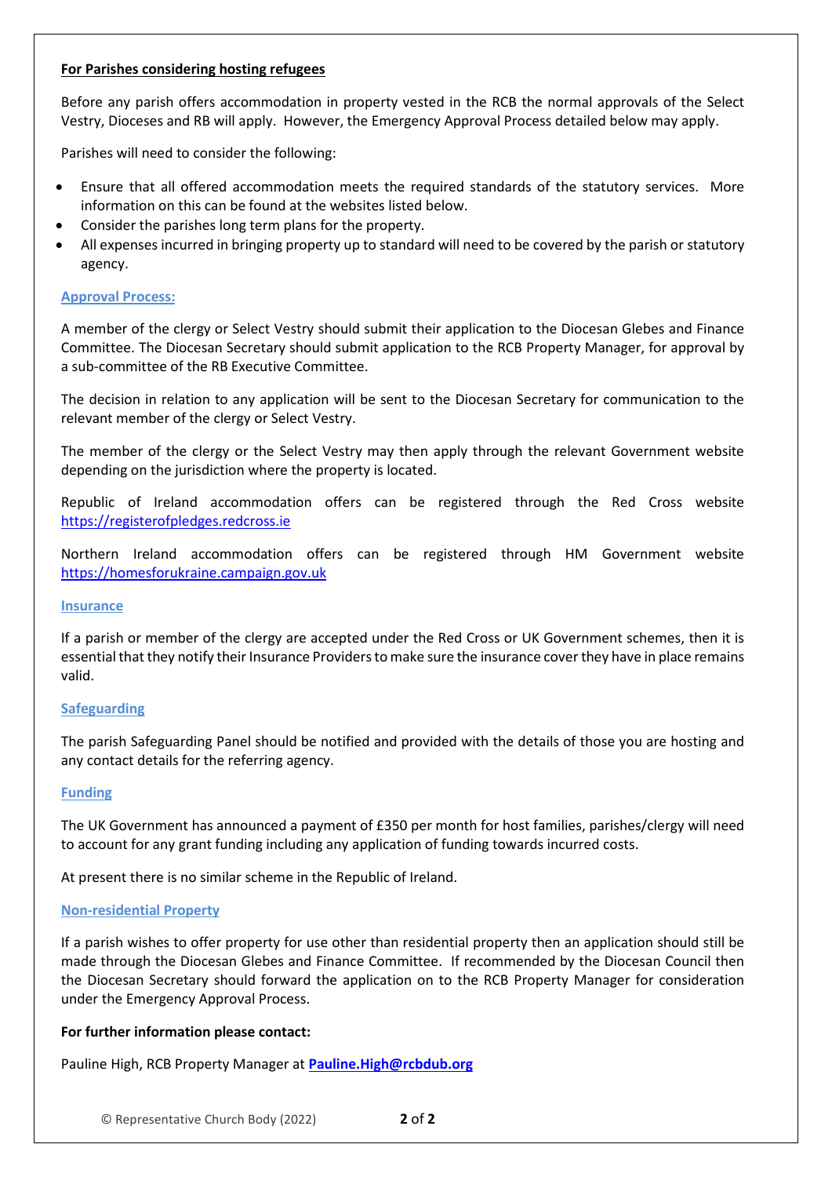**For Parishes considering hosting refugees**

Before any parish offers accommodation in property vested in the RCB the normal approvals of the Select Vestry, Dioceses and RB will apply. However, the Emergency Approval Process detailed below may apply.

Parishes will need to consider the following:

- Ensure that all offered accommodation meets the required standards of the statutory services. More information on this can be found at the websites listed below.
- Consider the parishes long term plans for the property.
- All expenses incurred in bringing property up to standard will need to be covered by the parish or statutory agency.

## Approval Process:

A member of the clergy or Select Vestry should submit their application to the Diocesan Glebes and Finance Committee. The Diocesan Secretary should submit application to the RCB Property Manager, for approval by a sub-committee of the RB Executive Committee.

The decision in relation to any application will be sent to the Diocesan Secretary for communication to the relevant member of the clergy or Select Vestry.

The member of the clergy or the Select Vestry may then apply through the relevant Government website depending on the jurisdiction where the property is located.

Republic of Ireland accommodation offers can be registered through the Red Cross website https://registerofpledges.redcross.ie

Northern Ireland accommodation offers can be registered through HM Government website https://homesforukraine.campaign.gov.uk

## Insurance

If a parish or member of the clergy are accepted under the Red Cross or UK Government schemes, then it is essential that they notify their Insurance Providers to make sure the insurance cover they have in place remains valid.

## Safeguarding

The parish Safeguarding Panel should be notified and provided with the details of those you are hosting and any contact details for the referring agency.

## Funding

The UK Government has announced a payment of £350 per month for host families, parishes/clergy will need to account for any grant funding including any application of funding towards incurred costs.

At present there is no similar scheme in the Republic of Ireland.

## Non-residential Property

If a parish wishes to offer property for use other than residential property then an application should still be made through the Diocesan Glebes and Finance Committee. If recommended by the Diocesan Council then the Diocesan Secretary should forward the application on to the RCB Property Manager for consideration under the Emergency Approval Process.

**For further information please contact:**

Pauline High, RCB Property Manager at **Pauline.High@rcbdub.org**

© Representative Church Body (2022)